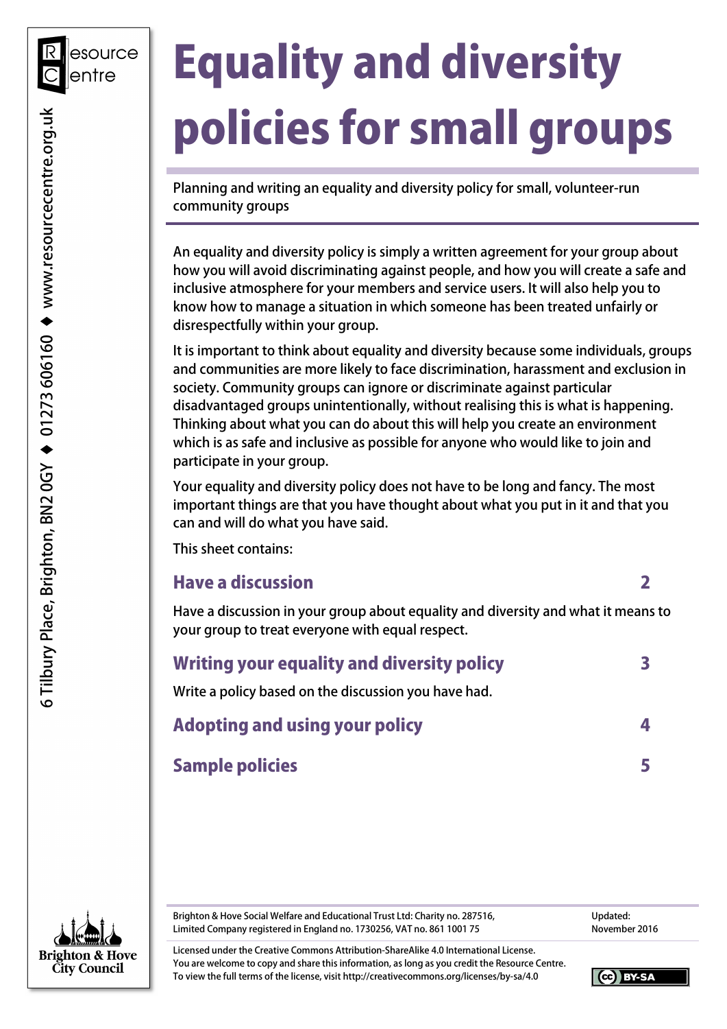# Equality and diversity policies for small groups

Planning and writing an equality and diversity policy for small, volunteer-run community groups

An equality and diversity policy is simply a written agreement for your group about how you will avoid discriminating against people, and how you will create a safe and inclusive atmosphere for your members and service users. It will also help you to know how to manage a situation in which someone has been treated unfairly or disrespectfully within your group.

It is important to think about equality and diversity because some individuals, groups and communities are more likely to face discrimination, harassment and exclusion in society. Community groups can ignore or discriminate against particular disadvantaged groups unintentionally, without realising this is what is happening. Thinking about what you can do about this will help you create an environment which is as safe and inclusive as possible for anyone who would like to join and participate in your group.

Your equality and diversity policy does not have to be long and fancy. The most important things are that you have thought about what you put in it and that you can and will do what you have said.

This sheet contains:

**Have a discussion** — 2

Have a discussion in your group about equality and diversity and what it means to your group to treat everyone with equal respect.

**Writing your equality and diversity policy** — 3

Write a policy based on the discussion you have had.

**Adopting and using your policy** — 4

**Sample policies** — 5

Resource Centre, 6 Tilbury Place, Brighton, BN2 0GY ◆ 01273 606160 ◆ www.resourcecentre.org.uk

Brighton & Hove City Council

Brighton & Hove Social Welfare and Educational Trust Ltd: Charity no. 287516, Limited Company registered in England no. 1730256, VAT no. 861 1001 75

Updated: November 2016

Licensed under the Creative Commons Attribution-ShareAlike 4.0 International License. You are welcome to copy and share this information, as long as you credit the Resource Centre. To view the full terms of the license, visit http://creativecommons.org/licenses/by-sa/4.0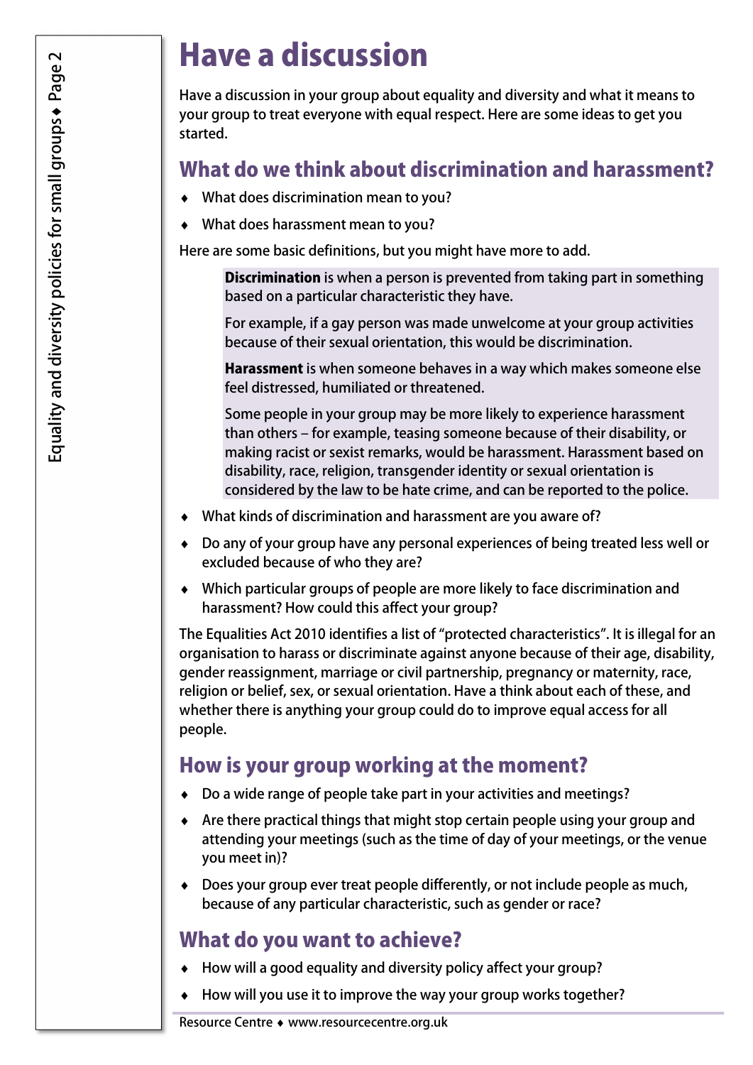# Have a discussion

Have a discussion in your group about equality and diversity and what it means to your group to treat everyone with equal respect. Here are some ideas to get you started.

## What do we think about discrimination and harassment?

- What does discrimination mean to you?
- What does harassment mean to you?

Here are some basic definitions, but you might have more to add.

> **Discrimination** is when a person is prevented from taking part in something based on a particular characteristic they have.
>
> For example, if a gay person was made unwelcome at your group activities because of their sexual orientation, this would be discrimination.
>
> **Harassment** is when someone behaves in a way which makes someone else feel distressed, humiliated or threatened.
>
> Some people in your group may be more likely to experience harassment than others – for example, teasing someone because of their disability, or making racist or sexist remarks, would be harassment. Harassment based on disability, race, religion, transgender identity or sexual orientation is considered by the law to be hate crime, and can be reported to the police.

- What kinds of discrimination and harassment are you aware of?
- Do any of your group have any personal experiences of being treated less well or excluded because of who they are?
- Which particular groups of people are more likely to face discrimination and harassment? How could this affect your group?

The Equalities Act 2010 identifies a list of "protected characteristics". It is illegal for an organisation to harass or discriminate against anyone because of their age, disability, gender reassignment, marriage or civil partnership, pregnancy or maternity, race, religion or belief, sex, or sexual orientation. Have a think about each of these, and whether there is anything your group could do to improve equal access for all people.

## How is your group working at the moment?

- Do a wide range of people take part in your activities and meetings?
- Are there practical things that might stop certain people using your group and attending your meetings (such as the time of day of your meetings, or the venue you meet in)?
- Does your group ever treat people differently, or not include people as much, because of any particular characteristic, such as gender or race?

## What do you want to achieve?

- How will a good equality and diversity policy affect your group?
- How will you use it to improve the way your group works together?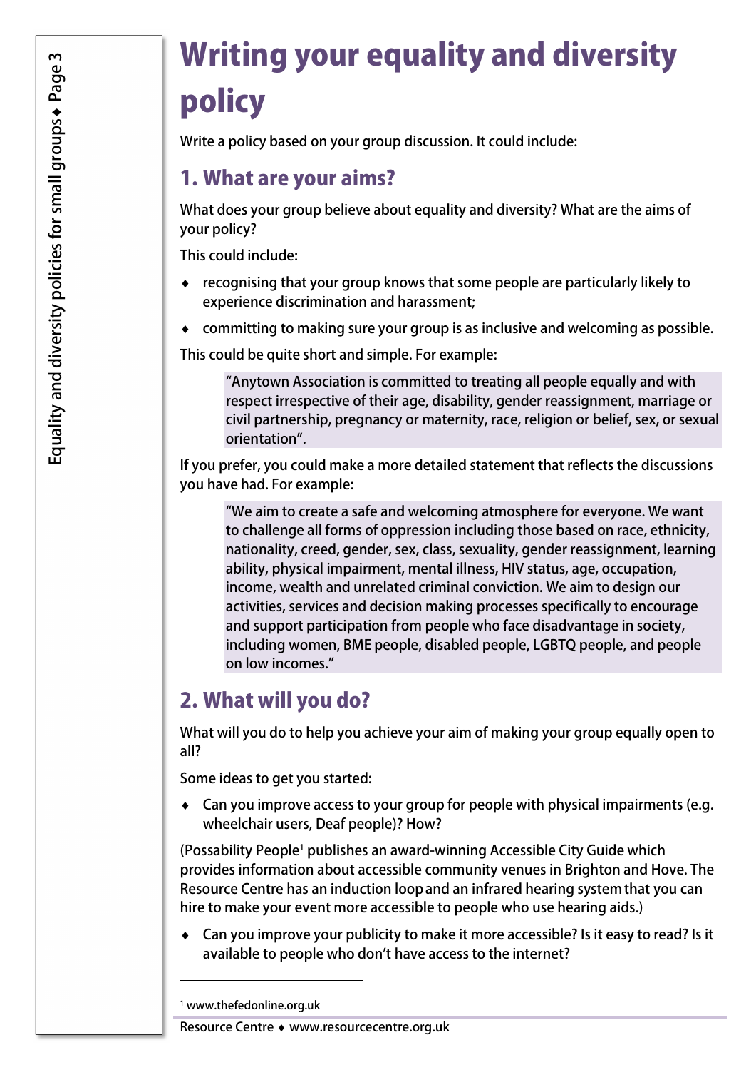# Writing your equality and diversity policy

Write a policy based on your group discussion. It could include:

## 1. What are your aims?

What does your group believe about equality and diversity? What are the aims of your policy?

This could include:

- recognising that your group knows that some people are particularly likely to experience discrimination and harassment;
- committing to making sure your group is as inclusive and welcoming as possible.

This could be quite short and simple. For example:

> "Anytown Association is committed to treating all people equally and with respect irrespective of their age, disability, gender reassignment, marriage or civil partnership, pregnancy or maternity, race, religion or belief, sex, or sexual orientation".

If you prefer, you could make a more detailed statement that reflects the discussions you have had. For example:

> "We aim to create a safe and welcoming atmosphere for everyone. We want to challenge all forms of oppression including those based on race, ethnicity, nationality, creed, gender, sex, class, sexuality, gender reassignment, learning ability, physical impairment, mental illness, HIV status, age, occupation, income, wealth and unrelated criminal conviction. We aim to design our activities, services and decision making processes specifically to encourage and support participation from people who face disadvantage in society, including women, BME people, disabled people, LGBTQ people, and people on low incomes."

## 2. What will you do?

What will you do to help you achieve your aim of making your group equally open to all?

Some ideas to get you started:

- Can you improve access to your group for people with physical impairments (e.g. wheelchair users, Deaf people)? How?

(Possability People[1] publishes an award-winning Accessible City Guide which provides information about accessible community venues in Brighton and Hove. The Resource Centre has an induction loop and an infrared hearing system that you can hire to make your event more accessible to people who use hearing aids.)

- Can you improve your publicity to make it more accessible? Is it easy to read? Is it available to people who don't have access to the internet?

---

[1] www.thefedonline.org.uk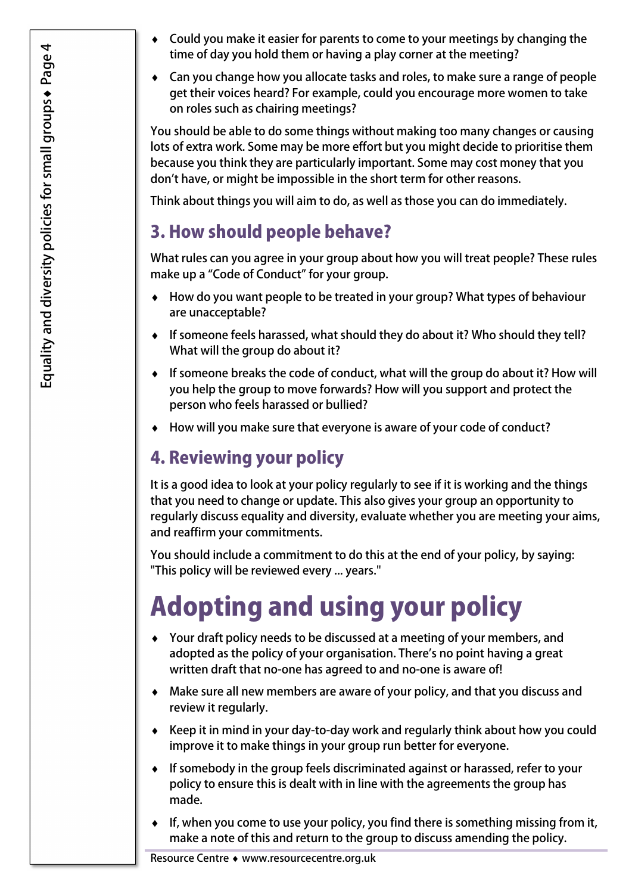- Could you make it easier for parents to come to your meetings by changing the time of day you hold them or having a play corner at the meeting?
- Can you change how you allocate tasks and roles, to make sure a range of people get their voices heard? For example, could you encourage more women to take on roles such as chairing meetings?

You should be able to do some things without making too many changes or causing lots of extra work. Some may be more effort but you might decide to prioritise them because you think they are particularly important. Some may cost money that you don't have, or might be impossible in the short term for other reasons.

Think about things you will aim to do, as well as those you can do immediately.

## 3. How should people behave?

What rules can you agree in your group about how you will treat people? These rules make up a "Code of Conduct" for your group.

- How do you want people to be treated in your group? What types of behaviour are unacceptable?
- If someone feels harassed, what should they do about it? Who should they tell? What will the group do about it?
- If someone breaks the code of conduct, what will the group do about it? How will you help the group to move forwards? How will you support and protect the person who feels harassed or bullied?
- How will you make sure that everyone is aware of your code of conduct?

## 4. Reviewing your policy

It is a good idea to look at your policy regularly to see if it is working and the things that you need to change or update. This also gives your group an opportunity to regularly discuss equality and diversity, evaluate whether you are meeting your aims, and reaffirm your commitments.

You should include a commitment to do this at the end of your policy, by saying: "This policy will be reviewed every ... years."

# Adopting and using your policy

- Your draft policy needs to be discussed at a meeting of your members, and adopted as the policy of your organisation. There's no point having a great written draft that no-one has agreed to and no-one is aware of!
- Make sure all new members are aware of your policy, and that you discuss and review it regularly.
- Keep it in mind in your day-to-day work and regularly think about how you could improve it to make things in your group run better for everyone.
- If somebody in the group feels discriminated against or harassed, refer to your policy to ensure this is dealt with in line with the agreements the group has made.
- If, when you come to use your policy, you find there is something missing from it, make a note of this and return to the group to discuss amending the policy.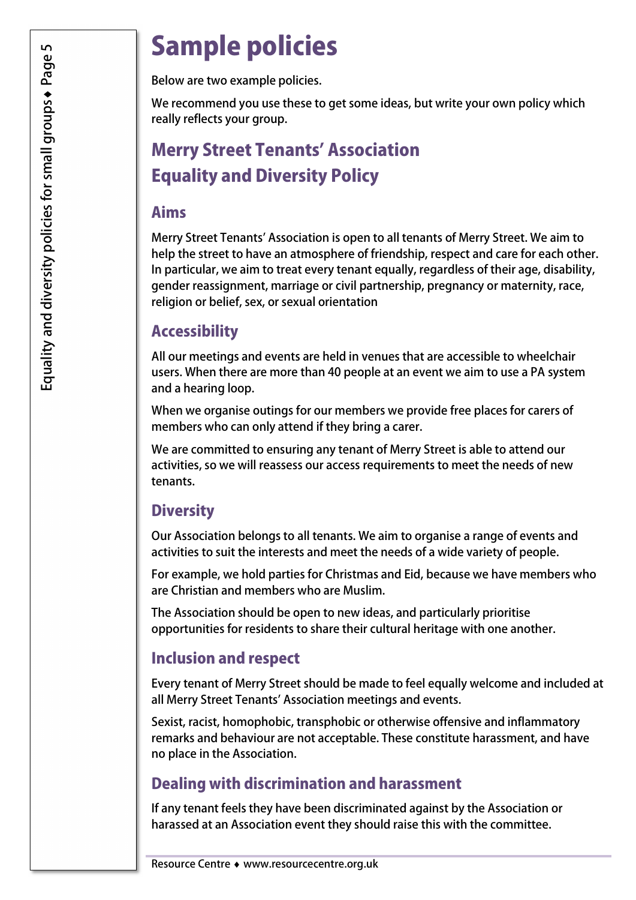# Sample policies

Below are two example policies.

We recommend you use these to get some ideas, but write your own policy which really reflects your group.

## Merry Street Tenants' Association Equality and Diversity Policy

### Aims

Merry Street Tenants' Association is open to all tenants of Merry Street. We aim to help the street to have an atmosphere of friendship, respect and care for each other. In particular, we aim to treat every tenant equally, regardless of their age, disability, gender reassignment, marriage or civil partnership, pregnancy or maternity, race, religion or belief, sex, or sexual orientation

### Accessibility

All our meetings and events are held in venues that are accessible to wheelchair users. When there are more than 40 people at an event we aim to use a PA system and a hearing loop.

When we organise outings for our members we provide free places for carers of members who can only attend if they bring a carer.

We are committed to ensuring any tenant of Merry Street is able to attend our activities, so we will reassess our access requirements to meet the needs of new tenants.

### Diversity

Our Association belongs to all tenants. We aim to organise a range of events and activities to suit the interests and meet the needs of a wide variety of people.

For example, we hold parties for Christmas and Eid, because we have members who are Christian and members who are Muslim.

The Association should be open to new ideas, and particularly prioritise opportunities for residents to share their cultural heritage with one another.

### Inclusion and respect

Every tenant of Merry Street should be made to feel equally welcome and included at all Merry Street Tenants' Association meetings and events.

Sexist, racist, homophobic, transphobic or otherwise offensive and inflammatory remarks and behaviour are not acceptable. These constitute harassment, and have no place in the Association.

### Dealing with discrimination and harassment

If any tenant feels they have been discriminated against by the Association or harassed at an Association event they should raise this with the committee.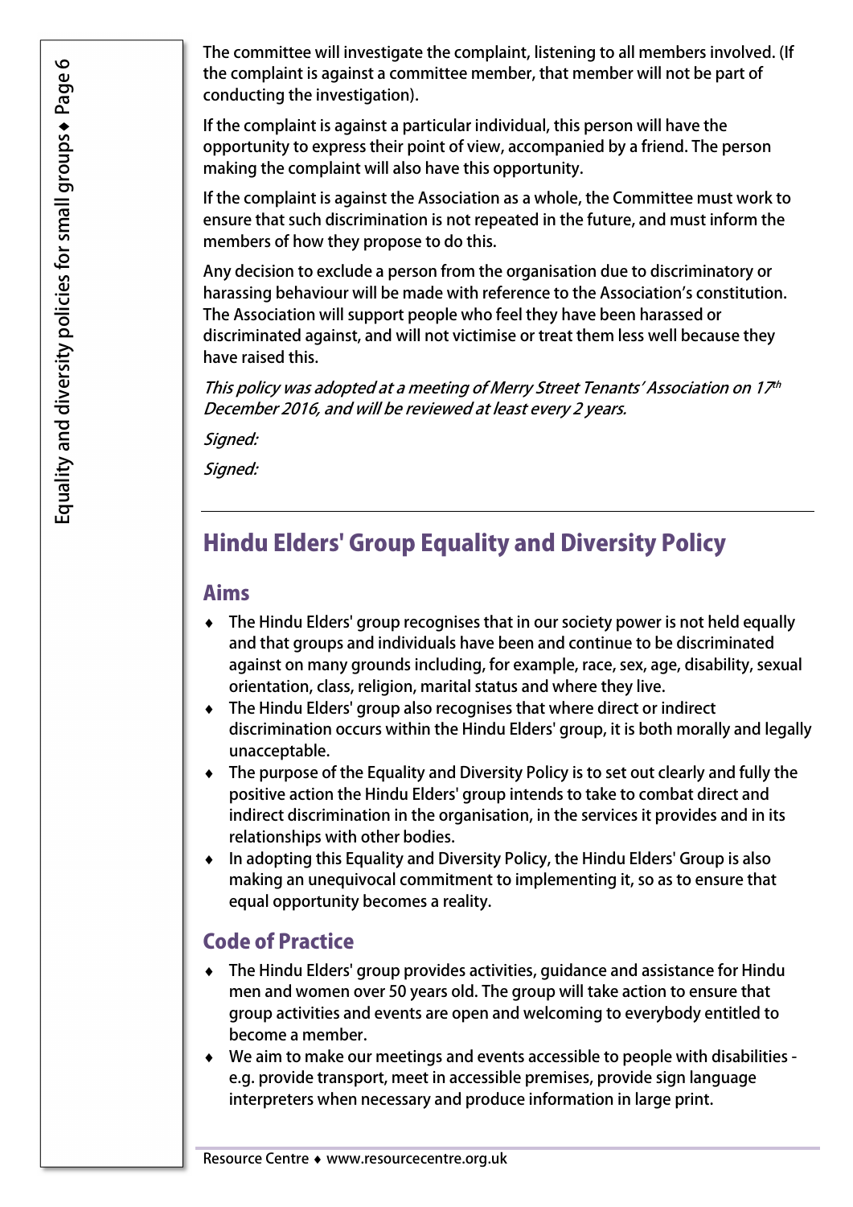The committee will investigate the complaint, listening to all members involved. (If the complaint is against a committee member, that member will not be part of conducting the investigation).

If the complaint is against a particular individual, this person will have the opportunity to express their point of view, accompanied by a friend. The person making the complaint will also have this opportunity.

If the complaint is against the Association as a whole, the Committee must work to ensure that such discrimination is not repeated in the future, and must inform the members of how they propose to do this.

Any decision to exclude a person from the organisation due to discriminatory or harassing behaviour will be made with reference to the Association's constitution. The Association will support people who feel they have been harassed or discriminated against, and will not victimise or treat them less well because they have raised this.

*This policy was adopted at a meeting of Merry Street Tenants' Association on 17th December 2016, and will be reviewed at least every 2 years.*

*Signed:*

*Signed:*

---

# Hindu Elders' Group Equality and Diversity Policy

## Aims

- The Hindu Elders' group recognises that in our society power is not held equally and that groups and individuals have been and continue to be discriminated against on many grounds including, for example, race, sex, age, disability, sexual orientation, class, religion, marital status and where they live.
- The Hindu Elders' group also recognises that where direct or indirect discrimination occurs within the Hindu Elders' group, it is both morally and legally unacceptable.
- The purpose of the Equality and Diversity Policy is to set out clearly and fully the positive action the Hindu Elders' group intends to take to combat direct and indirect discrimination in the organisation, in the services it provides and in its relationships with other bodies.
- In adopting this Equality and Diversity Policy, the Hindu Elders' Group is also making an unequivocal commitment to implementing it, so as to ensure that equal opportunity becomes a reality.

## Code of Practice

- The Hindu Elders' group provides activities, guidance and assistance for Hindu men and women over 50 years old. The group will take action to ensure that group activities and events are open and welcoming to everybody entitled to become a member.
- We aim to make our meetings and events accessible to people with disabilities - e.g. provide transport, meet in accessible premises, provide sign language interpreters when necessary and produce information in large print.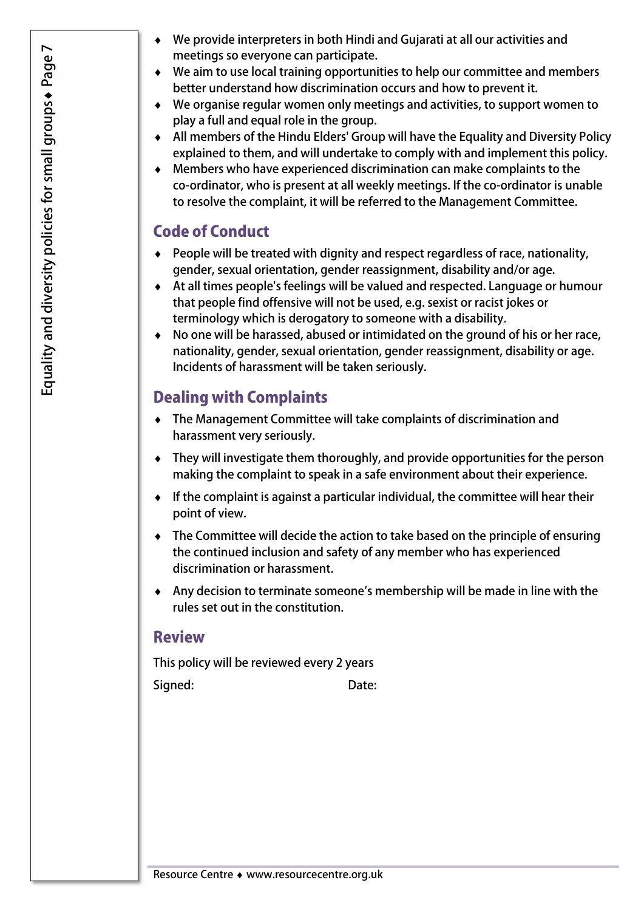- We provide interpreters in both Hindi and Gujarati at all our activities and meetings so everyone can participate.
- We aim to use local training opportunities to help our committee and members better understand how discrimination occurs and how to prevent it.
- We organise regular women only meetings and activities, to support women to play a full and equal role in the group.
- All members of the Hindu Elders' Group will have the Equality and Diversity Policy explained to them, and will undertake to comply with and implement this policy.
- Members who have experienced discrimination can make complaints to the co-ordinator, who is present at all weekly meetings. If the co-ordinator is unable to resolve the complaint, it will be referred to the Management Committee.

## Code of Conduct

- People will be treated with dignity and respect regardless of race, nationality, gender, sexual orientation, gender reassignment, disability and/or age.
- At all times people's feelings will be valued and respected. Language or humour that people find offensive will not be used, e.g. sexist or racist jokes or terminology which is derogatory to someone with a disability.
- No one will be harassed, abused or intimidated on the ground of his or her race, nationality, gender, sexual orientation, gender reassignment, disability or age. Incidents of harassment will be taken seriously.

## Dealing with Complaints

- The Management Committee will take complaints of discrimination and harassment very seriously.
- They will investigate them thoroughly, and provide opportunities for the person making the complaint to speak in a safe environment about their experience.
- If the complaint is against a particular individual, the committee will hear their point of view.
- The Committee will decide the action to take based on the principle of ensuring the continued inclusion and safety of any member who has experienced discrimination or harassment.
- Any decision to terminate someone's membership will be made in line with the rules set out in the constitution.

## Review

This policy will be reviewed every 2 years

Signed: Date: